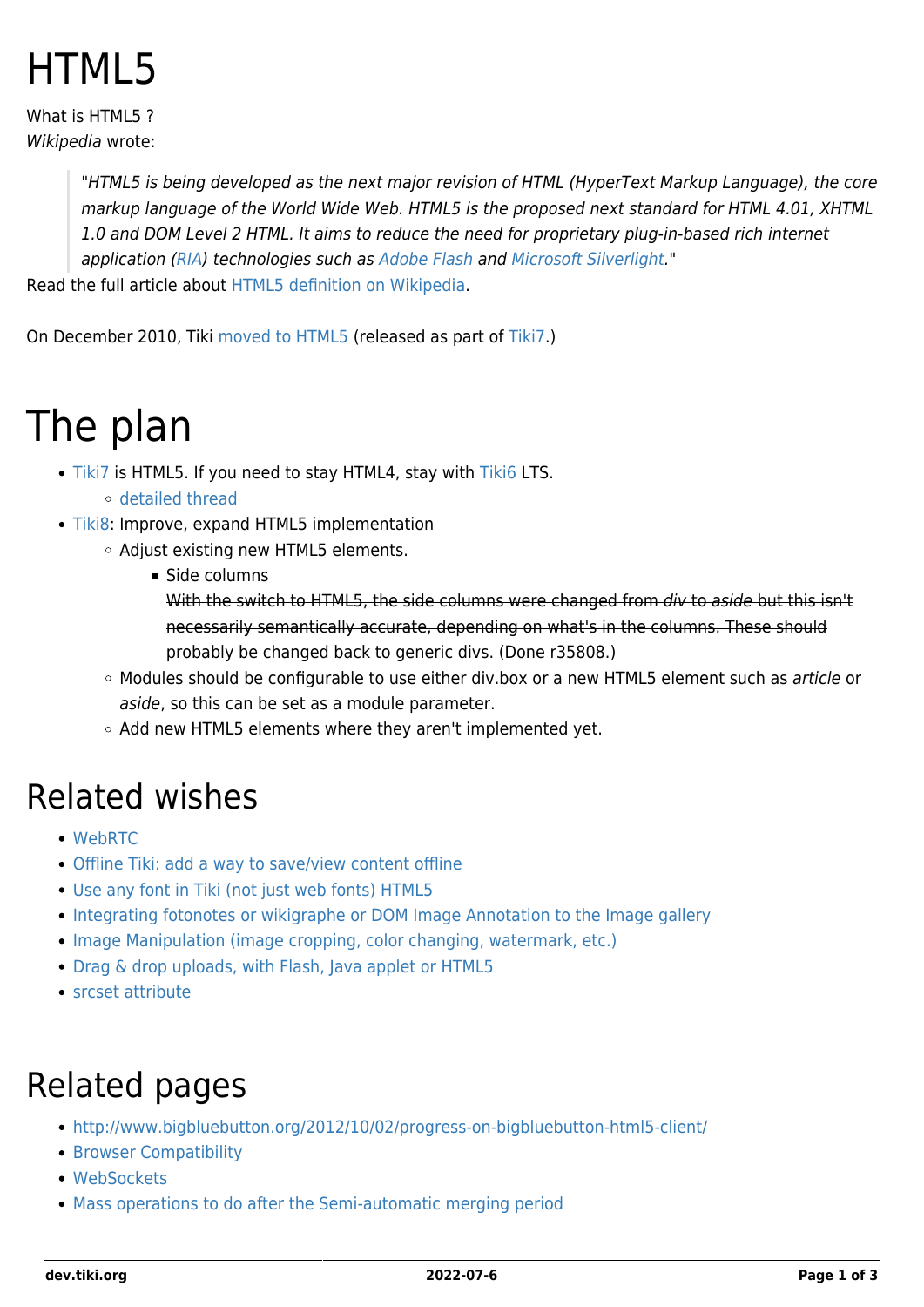# HTML5

What is HTML5 ?
*Wikipedia* wrote:

> "*HTML5 is being developed as the next major revision of HTML (HyperText Markup Language), the core markup language of the World Wide Web. HTML5 is the proposed next standard for HTML 4.01, XHTML 1.0 and DOM Level 2 HTML. It aims to reduce the need for proprietary plug-in-based rich internet application (RIA) technologies such as Adobe Flash and Microsoft Silverlight.*"

Read the full article about HTML5 definition on Wikipedia.

On December 2010, Tiki moved to HTML5 (released as part of Tiki7.)

# The plan

- Tiki7 is HTML5. If you need to stay HTML4, stay with Tiki6 LTS.
  - detailed thread
- Tiki8: Improve, expand HTML5 implementation
  - Adjust existing new HTML5 elements.
    - Side columns
      ~~With the switch to HTML5, the side columns were changed from *div* to *aside* but this isn't necessarily semantically accurate, depending on what's in the columns. These should probably be changed back to generic divs~~. (Done r35808.)
  - Modules should be configurable to use either div.box or a new HTML5 element such as *article* or *aside*, so this can be set as a module parameter.
  - Add new HTML5 elements where they aren't implemented yet.

## Related wishes

- WebRTC
- Offline Tiki: add a way to save/view content offline
- Use any font in Tiki (not just web fonts) HTML5
- Integrating fotonotes or wikigraphe or DOM Image Annotation to the Image gallery
- Image Manipulation (image cropping, color changing, watermark, etc.)
- Drag & drop uploads, with Flash, Java applet or HTML5
- srcset attribute

## Related pages

- http://www.bigbluebutton.org/2012/10/02/progress-on-bigbluebutton-html5-client/
- Browser Compatibility
- WebSockets
- Mass operations to do after the Semi-automatic merging period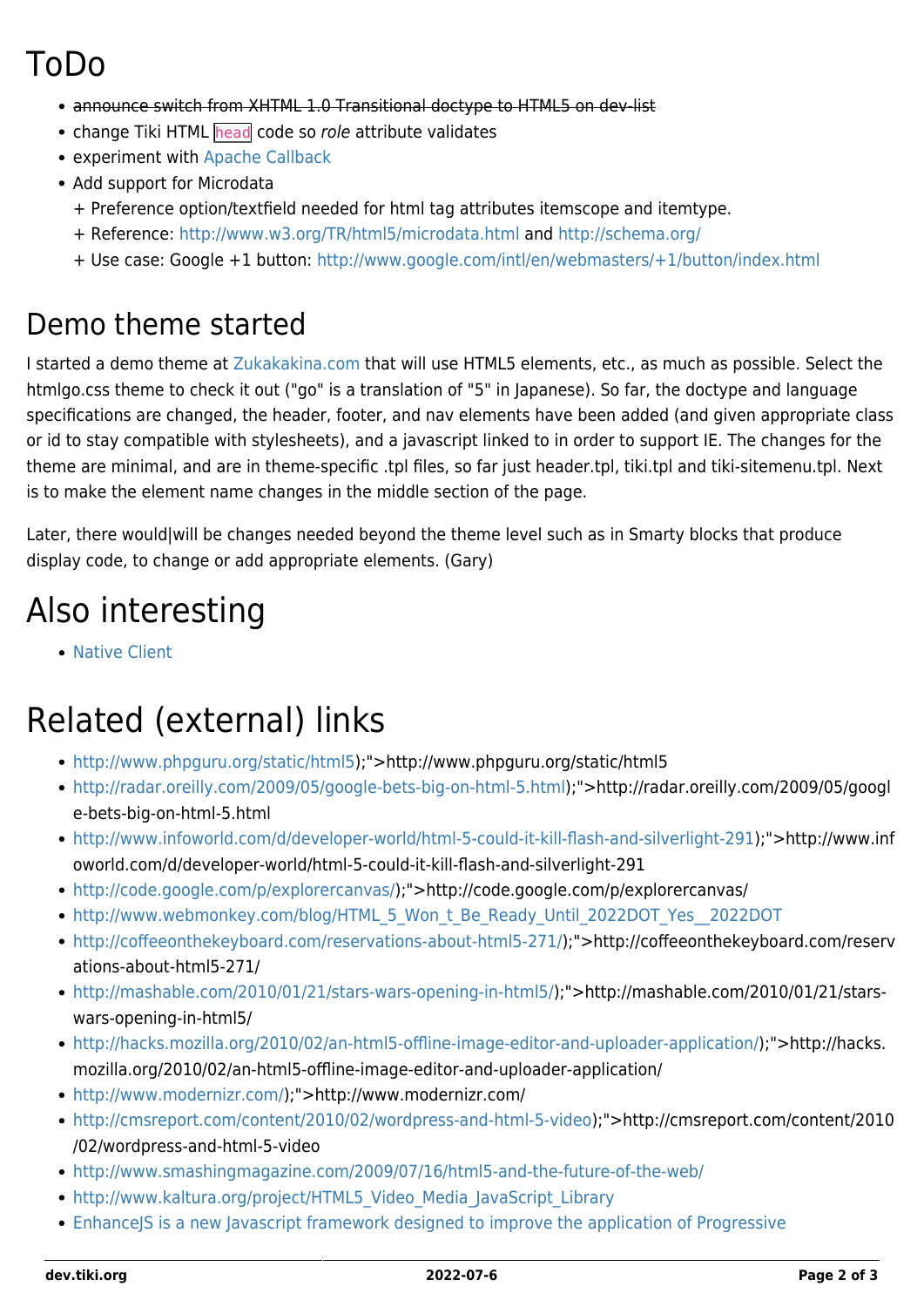# ToDo

- ~~announce switch from XHTML 1.0 Transitional doctype to HTML5 on dev-list~~
- change Tiki HTML `head` code so *role* attribute validates
- experiment with Apache Callback
- Add support for Microdata
  + Preference option/textfield needed for html tag attributes itemscope and itemtype.
  + Reference: http://www.w3.org/TR/html5/microdata.html and http://schema.org/
  + Use case: Google +1 button: http://www.google.com/intl/en/webmasters/+1/button/index.html

## Demo theme started

I started a demo theme at Zukakakina.com that will use HTML5 elements, etc., as much as possible. Select the htmlgo.css theme to check it out ("go" is a translation of "5" in Japanese). So far, the doctype and language specifications are changed, the header, footer, and nav elements have been added (and given appropriate class or id to stay compatible with stylesheets), and a javascript linked to in order to support IE. The changes for the theme are minimal, and are in theme-specific .tpl files, so far just header.tpl, tiki.tpl and tiki-sitemenu.tpl. Next is to make the element name changes in the middle section of the page.

Later, there would|will be changes needed beyond the theme level such as in Smarty blocks that produce display code, to change or add appropriate elements. (Gary)

# Also interesting

- Native Client

# Related (external) links

- http://www.phpguru.org/static/html5);">http://www.phpguru.org/static/html5
- http://radar.oreilly.com/2009/05/google-bets-big-on-html-5.html);">http://radar.oreilly.com/2009/05/google-bets-big-on-html-5.html
- http://www.infoworld.com/d/developer-world/html-5-could-it-kill-flash-and-silverlight-291);">http://www.infoworld.com/d/developer-world/html-5-could-it-kill-flash-and-silverlight-291
- http://code.google.com/p/explorercanvas/);">http://code.google.com/p/explorercanvas/
- http://www.webmonkey.com/blog/HTML_5_Won_t_Be_Ready_Until_2022DOT_Yes__2022DOT
- http://coffeeonthekeyboard.com/reservations-about-html5-271/);">http://coffeeonthekeyboard.com/reservations-about-html5-271/
- http://mashable.com/2010/01/21/stars-wars-opening-in-html5/);">http://mashable.com/2010/01/21/stars-wars-opening-in-html5/
- http://hacks.mozilla.org/2010/02/an-html5-offline-image-editor-and-uploader-application/);">http://hacks.mozilla.org/2010/02/an-html5-offline-image-editor-and-uploader-application/
- http://www.modernizr.com/);">http://www.modernizr.com/
- http://cmsreport.com/content/2010/02/wordpress-and-html-5-video);">http://cmsreport.com/content/2010/02/wordpress-and-html-5-video
- http://www.smashingmagazine.com/2009/07/16/html5-and-the-future-of-the-web/
- http://www.kaltura.org/project/HTML5_Video_Media_JavaScript_Library
- EnhanceJS is a new Javascript framework designed to improve the application of Progressive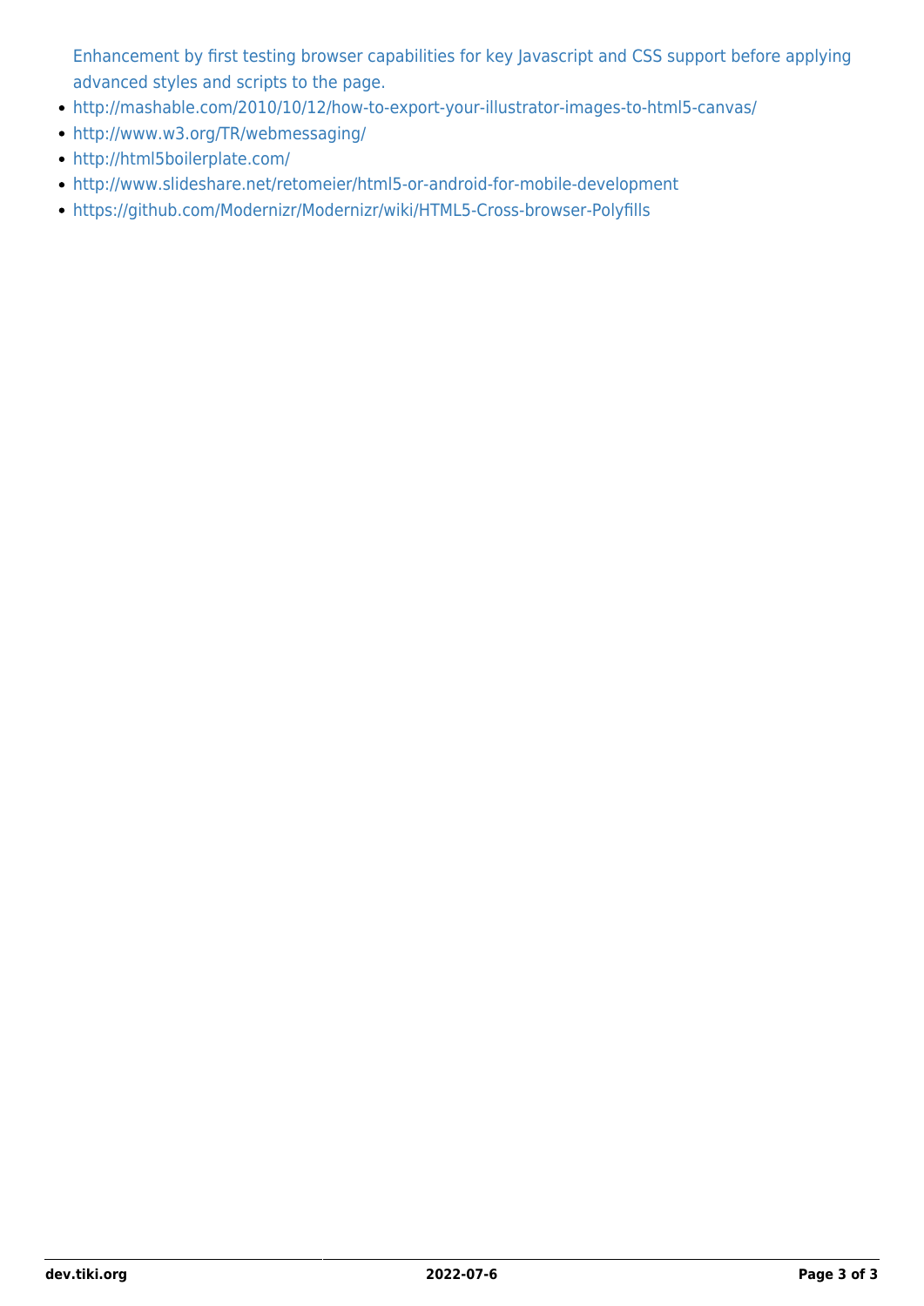Enhancement by first testing browser capabilities for key Javascript and CSS support before applying advanced styles and scripts to the page.

- http://mashable.com/2010/10/12/how-to-export-your-illustrator-images-to-html5-canvas/
- http://www.w3.org/TR/webmessaging/
- http://html5boilerplate.com/
- http://www.slideshare.net/retomeier/html5-or-android-for-mobile-development
- https://github.com/Modernizr/Modernizr/wiki/HTML5-Cross-browser-Polyfills